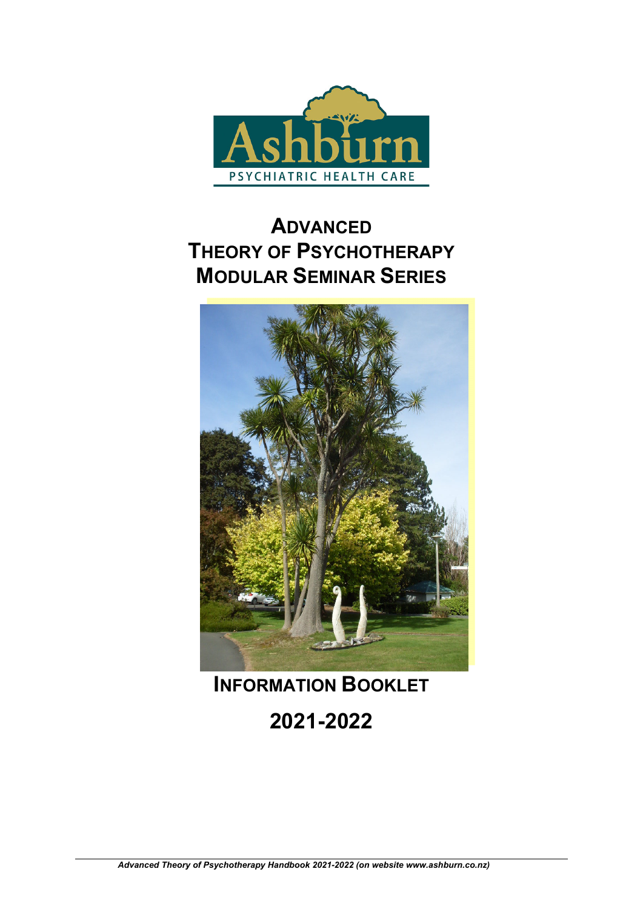Ashburn

PSYCHIATRIC HEALTH CARE

# Advanced Theory of Psychotherapy Modular Seminar Series

## Information Booklet

## 2021-2022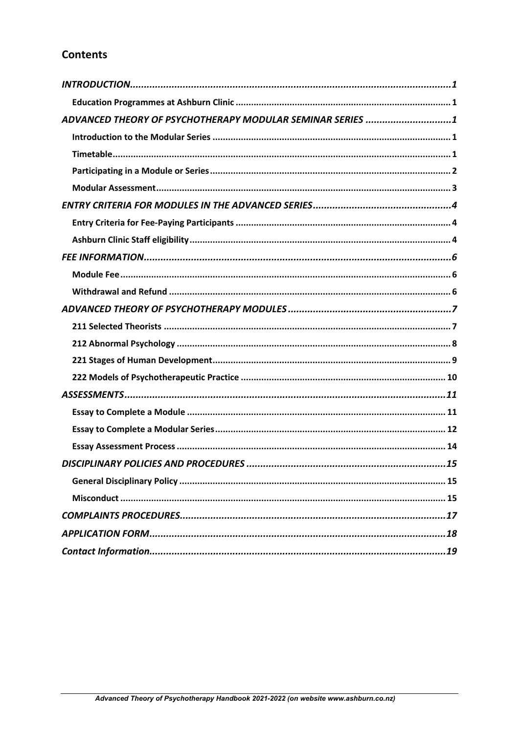# Contents

*INTRODUCTION* ... *1*

- **Education Programmes at Ashburn Clinic** ... 1

*ADVANCED THEORY OF PSYCHOTHERAPY MODULAR SEMINAR SERIES* ... *1*

- **Introduction to the Modular Series** ... 1
- **Timetable** ... 1
- **Participating in a Module or Series** ... 2
- **Modular Assessment** ... 3

*ENTRY CRITERIA FOR MODULES IN THE ADVANCED SERIES* ... *4*

- **Entry Criteria for Fee-Paying Participants** ... 4
- **Ashburn Clinic Staff eligibility** ... 4

*FEE INFORMATION* ... *6*

- **Module Fee** ... 6
- **Withdrawal and Refund** ... 6

*ADVANCED THEORY OF PSYCHOTHERAPY MODULES* ... *7*

- **211 Selected Theorists** ... 7
- **212 Abnormal Psychology** ... 8
- **221 Stages of Human Development** ... 9
- **222 Models of Psychotherapeutic Practice** ... 10

*ASSESSMENTS* ... *11*

- **Essay to Complete a Module** ... 11
- **Essay to Complete a Modular Series** ... 12
- **Essay Assessment Process** ... 14

*DISCIPLINARY POLICIES AND PROCEDURES* ... *15*

- **General Disciplinary Policy** ... 15
- **Misconduct** ... 15

*COMPLAINTS PROCEDURES* ... *17*

*APPLICATION FORM* ... *18*

*Contact Information* ... *19*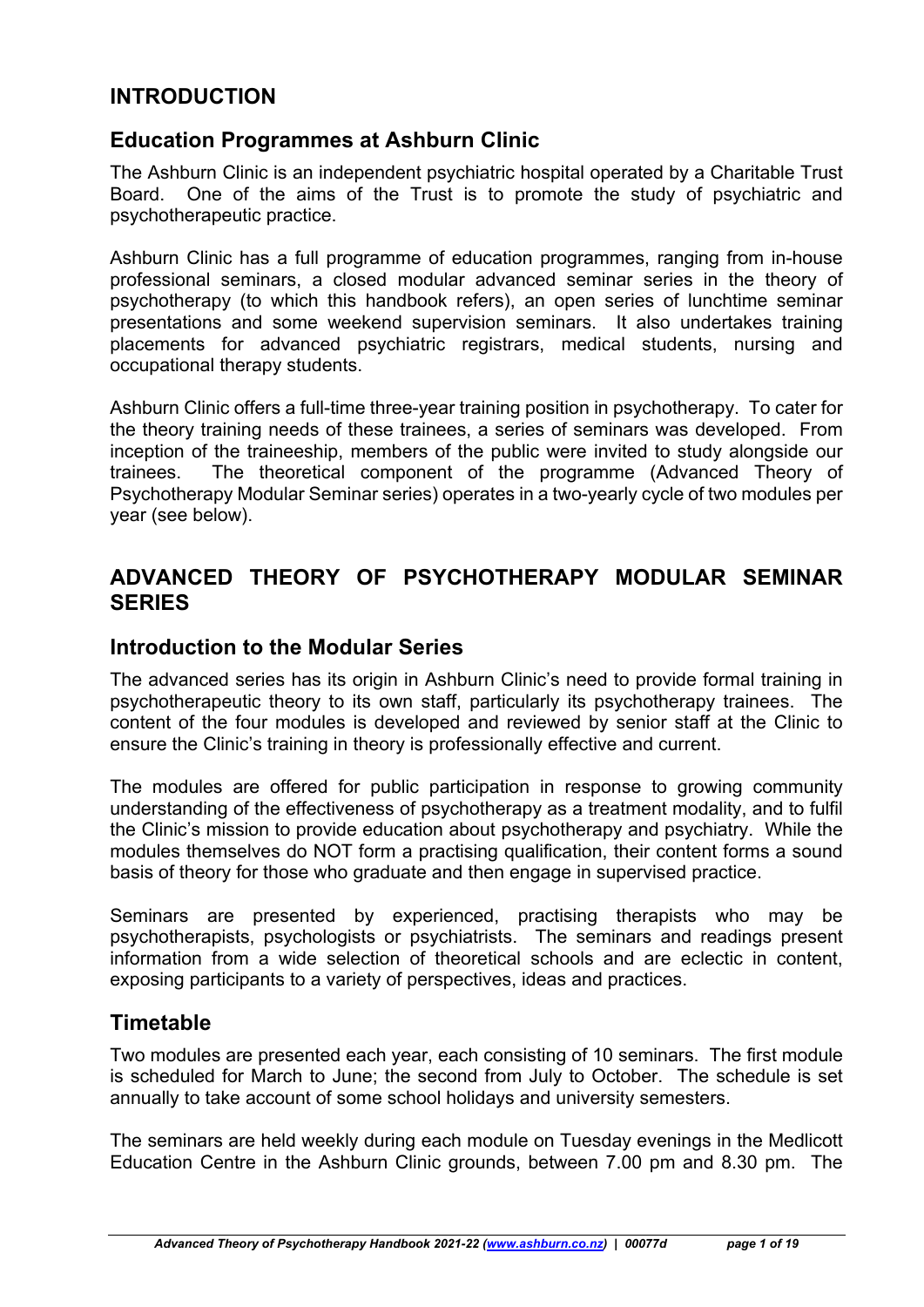## INTRODUCTION

### Education Programmes at Ashburn Clinic

The Ashburn Clinic is an independent psychiatric hospital operated by a Charitable Trust Board. One of the aims of the Trust is to promote the study of psychiatric and psychotherapeutic practice.

Ashburn Clinic has a full programme of education programmes, ranging from in-house professional seminars, a closed modular advanced seminar series in the theory of psychotherapy (to which this handbook refers), an open series of lunchtime seminar presentations and some weekend supervision seminars. It also undertakes training placements for advanced psychiatric registrars, medical students, nursing and occupational therapy students.

Ashburn Clinic offers a full-time three-year training position in psychotherapy. To cater for the theory training needs of these trainees, a series of seminars was developed. From inception of the traineeship, members of the public were invited to study alongside our trainees. The theoretical component of the programme (Advanced Theory of Psychotherapy Modular Seminar series) operates in a two-yearly cycle of two modules per year (see below).

## ADVANCED THEORY OF PSYCHOTHERAPY MODULAR SEMINAR SERIES

### Introduction to the Modular Series

The advanced series has its origin in Ashburn Clinic's need to provide formal training in psychotherapeutic theory to its own staff, particularly its psychotherapy trainees. The content of the four modules is developed and reviewed by senior staff at the Clinic to ensure the Clinic's training in theory is professionally effective and current.

The modules are offered for public participation in response to growing community understanding of the effectiveness of psychotherapy as a treatment modality, and to fulfil the Clinic's mission to provide education about psychotherapy and psychiatry. While the modules themselves do NOT form a practising qualification, their content forms a sound basis of theory for those who graduate and then engage in supervised practice.

Seminars are presented by experienced, practising therapists who may be psychotherapists, psychologists or psychiatrists. The seminars and readings present information from a wide selection of theoretical schools and are eclectic in content, exposing participants to a variety of perspectives, ideas and practices.

### Timetable

Two modules are presented each year, each consisting of 10 seminars. The first module is scheduled for March to June; the second from July to October. The schedule is set annually to take account of some school holidays and university semesters.

The seminars are held weekly during each module on Tuesday evenings in the Medlicott Education Centre in the Ashburn Clinic grounds, between 7.00 pm and 8.30 pm. The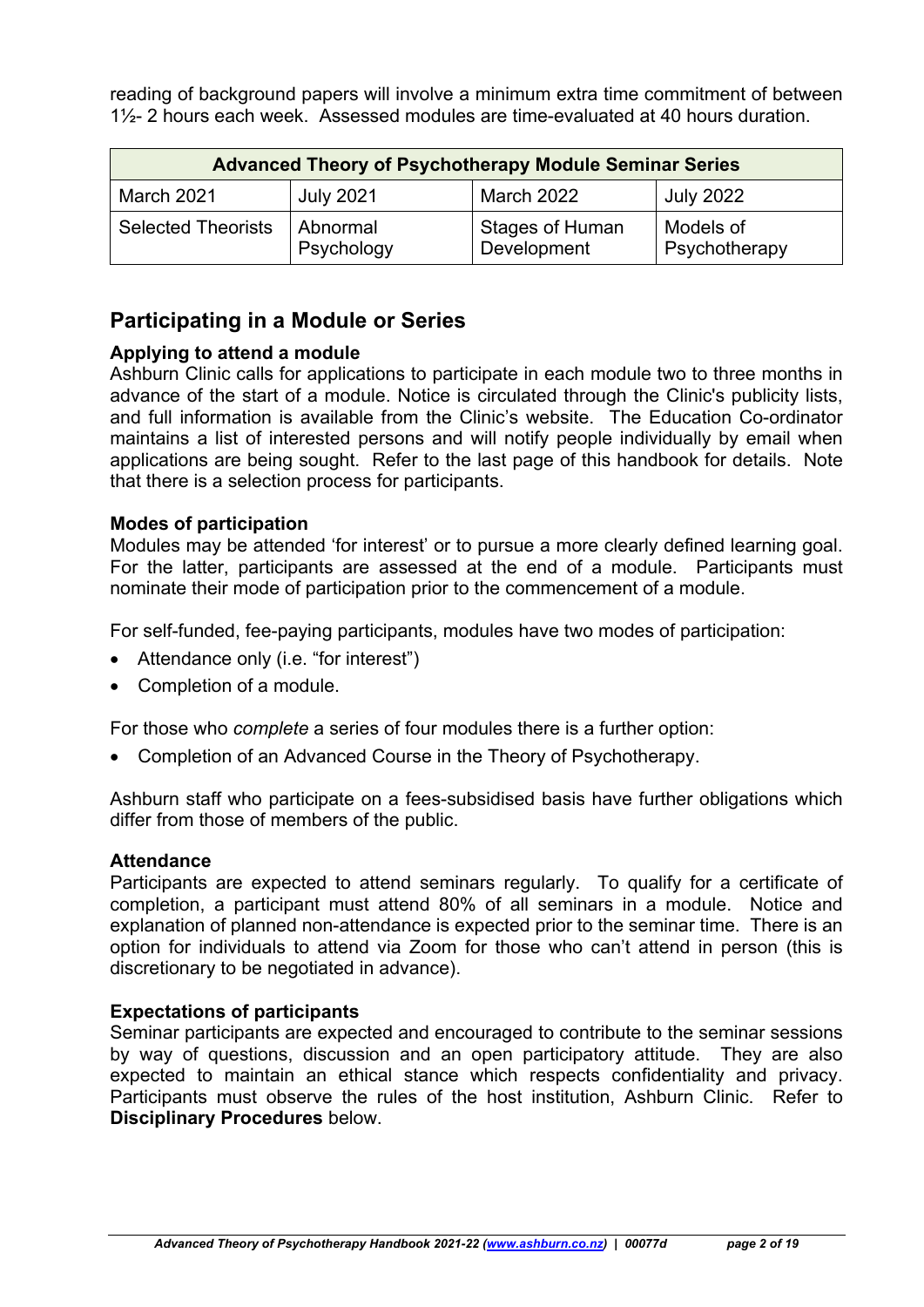reading of background papers will involve a minimum extra time commitment of between 1½- 2 hours each week. Assessed modules are time-evaluated at 40 hours duration.

| Advanced Theory of Psychotherapy Module Seminar Series | | | |
|---|---|---|---|
| March 2021 | July 2021 | March 2022 | July 2022 |
| Selected Theorists | Abnormal Psychology | Stages of Human Development | Models of Psychotherapy |

## Participating in a Module or Series

### Applying to attend a module

Ashburn Clinic calls for applications to participate in each module two to three months in advance of the start of a module. Notice is circulated through the Clinic's publicity lists, and full information is available from the Clinic's website. The Education Co-ordinator maintains a list of interested persons and will notify people individually by email when applications are being sought. Refer to the last page of this handbook for details. Note that there is a selection process for participants.

### Modes of participation

Modules may be attended 'for interest' or to pursue a more clearly defined learning goal. For the latter, participants are assessed at the end of a module. Participants must nominate their mode of participation prior to the commencement of a module.

For self-funded, fee-paying participants, modules have two modes of participation:

- Attendance only (i.e. "for interest")
- Completion of a module.

For those who *complete* a series of four modules there is a further option:

- Completion of an Advanced Course in the Theory of Psychotherapy.

Ashburn staff who participate on a fees-subsidised basis have further obligations which differ from those of members of the public.

### Attendance

Participants are expected to attend seminars regularly. To qualify for a certificate of completion, a participant must attend 80% of all seminars in a module. Notice and explanation of planned non-attendance is expected prior to the seminar time. There is an option for individuals to attend via Zoom for those who can't attend in person (this is discretionary to be negotiated in advance).

### Expectations of participants

Seminar participants are expected and encouraged to contribute to the seminar sessions by way of questions, discussion and an open participatory attitude. They are also expected to maintain an ethical stance which respects confidentiality and privacy. Participants must observe the rules of the host institution, Ashburn Clinic. Refer to **Disciplinary Procedures** below.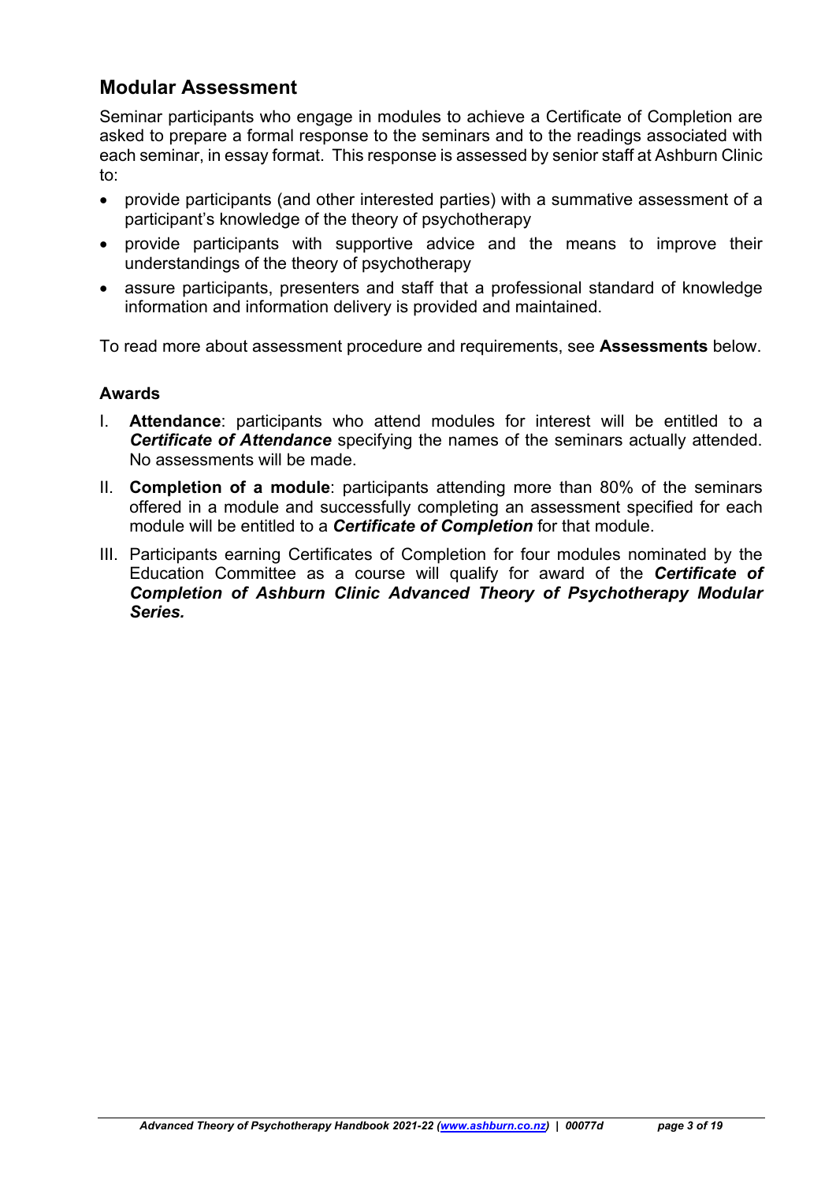## Modular Assessment

Seminar participants who engage in modules to achieve a Certificate of Completion are asked to prepare a formal response to the seminars and to the readings associated with each seminar, in essay format. This response is assessed by senior staff at Ashburn Clinic to:

- provide participants (and other interested parties) with a summative assessment of a participant's knowledge of the theory of psychotherapy
- provide participants with supportive advice and the means to improve their understandings of the theory of psychotherapy
- assure participants, presenters and staff that a professional standard of knowledge information and information delivery is provided and maintained.

To read more about assessment procedure and requirements, see **Assessments** below.

### Awards

I. **Attendance**: participants who attend modules for interest will be entitled to a ***Certificate of Attendance*** specifying the names of the seminars actually attended. No assessments will be made.

II. **Completion of a module**: participants attending more than 80% of the seminars offered in a module and successfully completing an assessment specified for each module will be entitled to a ***Certificate of Completion*** for that module.

III. Participants earning Certificates of Completion for four modules nominated by the Education Committee as a course will qualify for award of the ***Certificate of Completion of Ashburn Clinic Advanced Theory of Psychotherapy Modular Series.***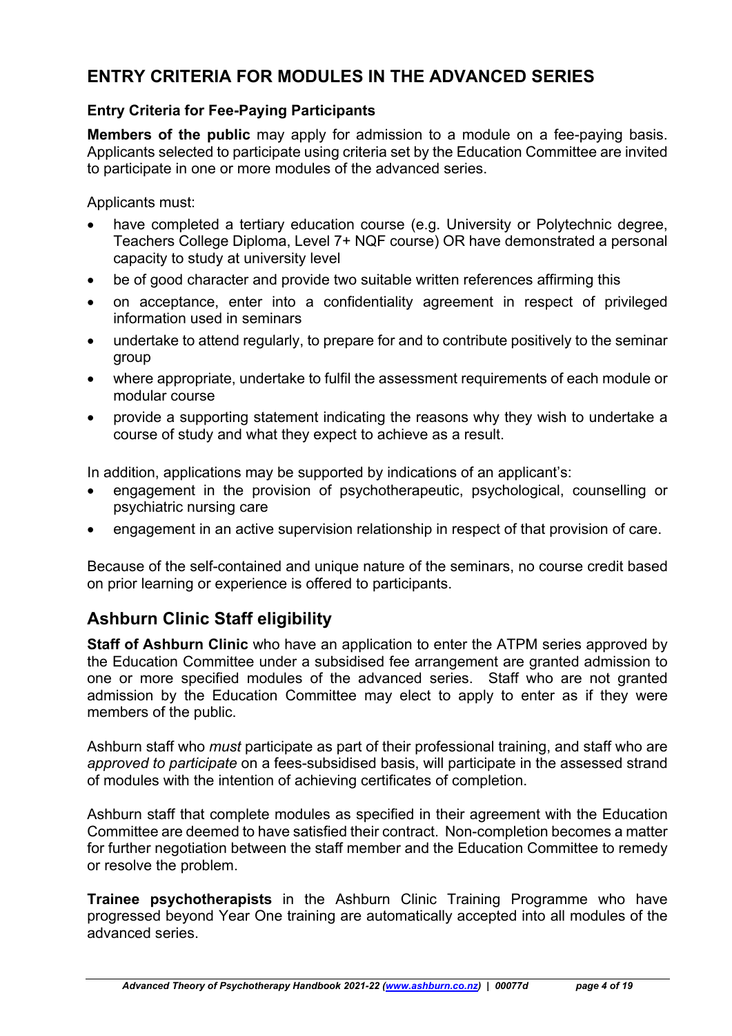## ENTRY CRITERIA FOR MODULES IN THE ADVANCED SERIES

### Entry Criteria for Fee-Paying Participants

**Members of the public** may apply for admission to a module on a fee-paying basis. Applicants selected to participate using criteria set by the Education Committee are invited to participate in one or more modules of the advanced series.

Applicants must:

- have completed a tertiary education course (e.g. University or Polytechnic degree, Teachers College Diploma, Level 7+ NQF course) OR have demonstrated a personal capacity to study at university level
- be of good character and provide two suitable written references affirming this
- on acceptance, enter into a confidentiality agreement in respect of privileged information used in seminars
- undertake to attend regularly, to prepare for and to contribute positively to the seminar group
- where appropriate, undertake to fulfil the assessment requirements of each module or modular course
- provide a supporting statement indicating the reasons why they wish to undertake a course of study and what they expect to achieve as a result.

In addition, applications may be supported by indications of an applicant's:

- engagement in the provision of psychotherapeutic, psychological, counselling or psychiatric nursing care
- engagement in an active supervision relationship in respect of that provision of care.

Because of the self-contained and unique nature of the seminars, no course credit based on prior learning or experience is offered to participants.

## Ashburn Clinic Staff eligibility

**Staff of Ashburn Clinic** who have an application to enter the ATPM series approved by the Education Committee under a subsidised fee arrangement are granted admission to one or more specified modules of the advanced series. Staff who are not granted admission by the Education Committee may elect to apply to enter as if they were members of the public.

Ashburn staff who *must* participate as part of their professional training, and staff who are *approved to participate* on a fees-subsidised basis, will participate in the assessed strand of modules with the intention of achieving certificates of completion.

Ashburn staff that complete modules as specified in their agreement with the Education Committee are deemed to have satisfied their contract. Non-completion becomes a matter for further negotiation between the staff member and the Education Committee to remedy or resolve the problem.

**Trainee psychotherapists** in the Ashburn Clinic Training Programme who have progressed beyond Year One training are automatically accepted into all modules of the advanced series.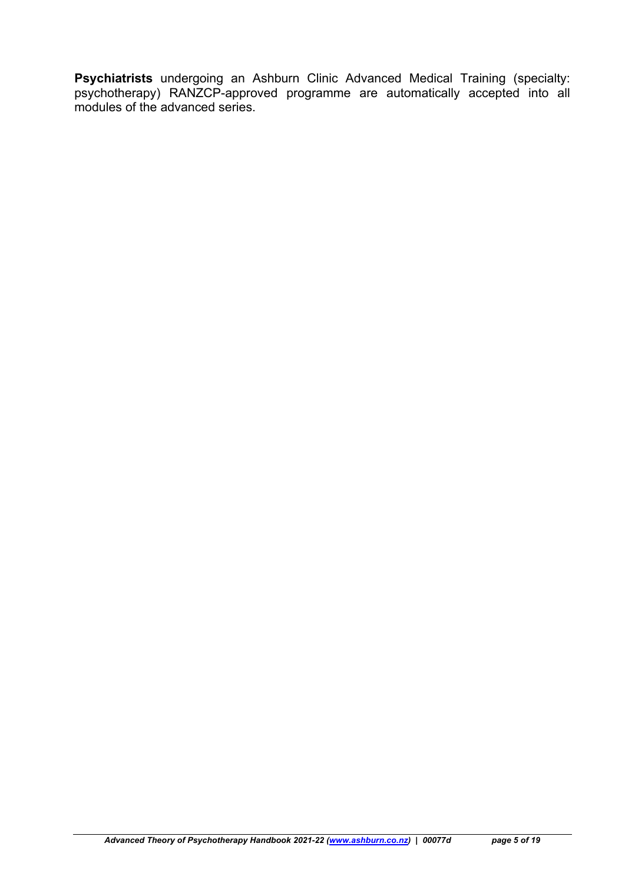**Psychiatrists** undergoing an Ashburn Clinic Advanced Medical Training (specialty: psychotherapy) RANZCP-approved programme are automatically accepted into all modules of the advanced series.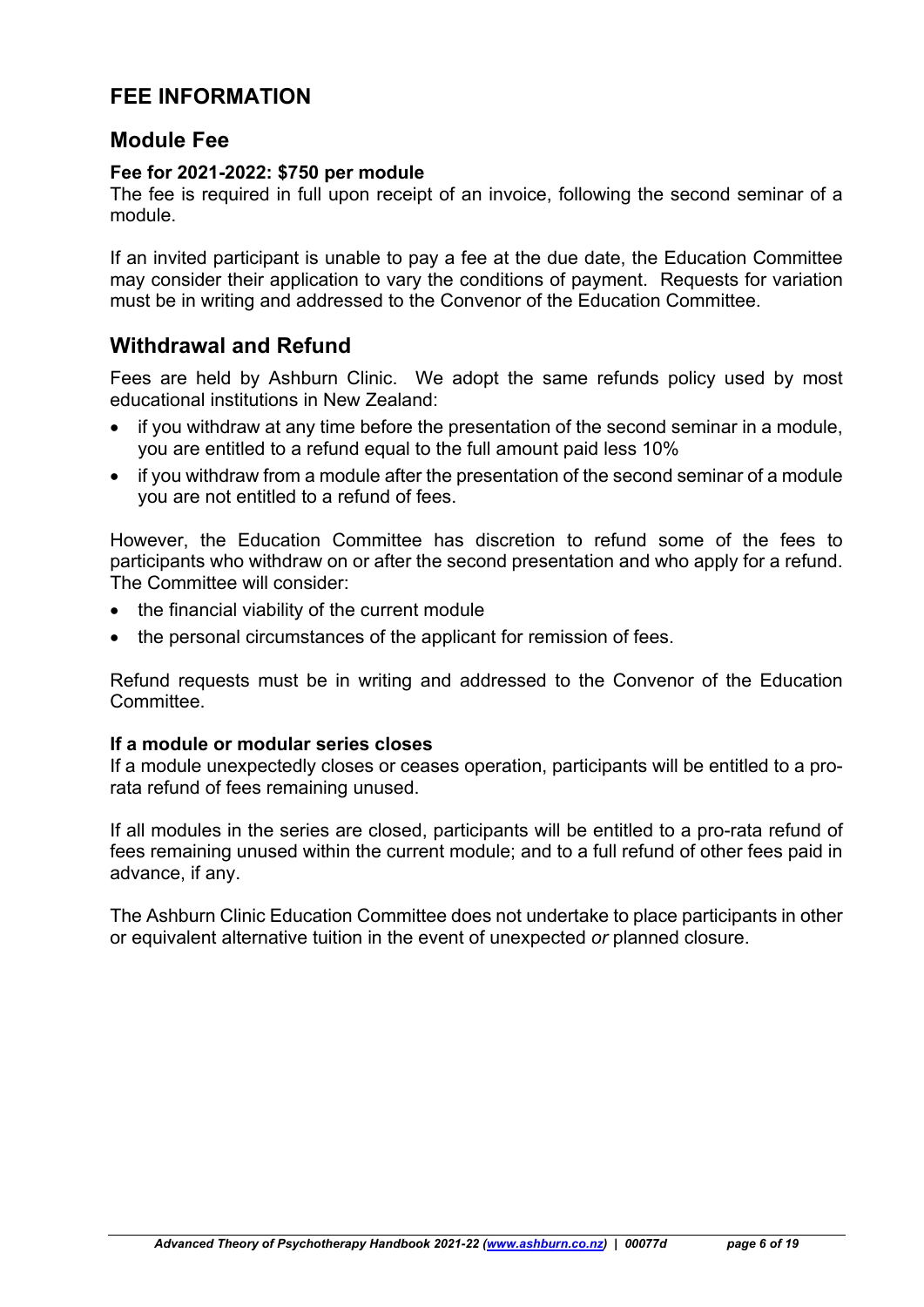# FEE INFORMATION

## Module Fee

**Fee for 2021-2022: $750 per module**

The fee is required in full upon receipt of an invoice, following the second seminar of a module.

If an invited participant is unable to pay a fee at the due date, the Education Committee may consider their application to vary the conditions of payment. Requests for variation must be in writing and addressed to the Convenor of the Education Committee.

## Withdrawal and Refund

Fees are held by Ashburn Clinic. We adopt the same refunds policy used by most educational institutions in New Zealand:

- if you withdraw at any time before the presentation of the second seminar in a module, you are entitled to a refund equal to the full amount paid less 10%
- if you withdraw from a module after the presentation of the second seminar of a module you are not entitled to a refund of fees.

However, the Education Committee has discretion to refund some of the fees to participants who withdraw on or after the second presentation and who apply for a refund. The Committee will consider:

- the financial viability of the current module
- the personal circumstances of the applicant for remission of fees.

Refund requests must be in writing and addressed to the Convenor of the Education Committee.

**If a module or modular series closes**

If a module unexpectedly closes or ceases operation, participants will be entitled to a pro-rata refund of fees remaining unused.

If all modules in the series are closed, participants will be entitled to a pro-rata refund of fees remaining unused within the current module; and to a full refund of other fees paid in advance, if any.

The Ashburn Clinic Education Committee does not undertake to place participants in other or equivalent alternative tuition in the event of unexpected *or* planned closure.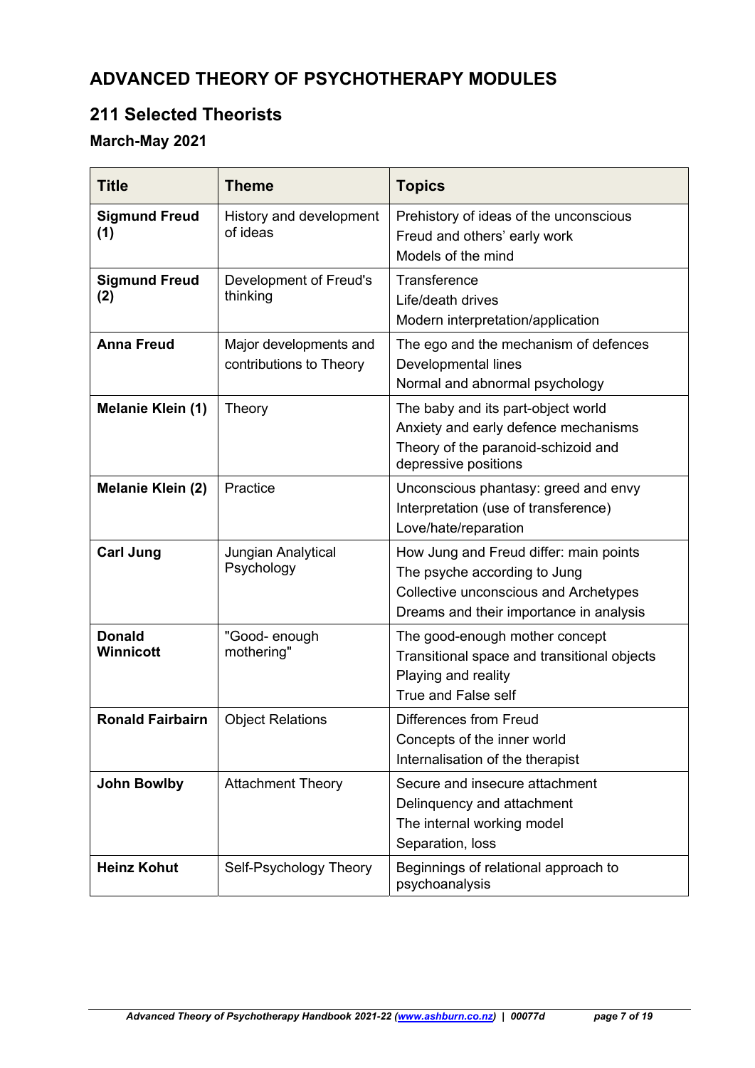## ADVANCED THEORY OF PSYCHOTHERAPY MODULES

## 211 Selected Theorists

### March-May 2021

| Title | Theme | Topics |
|---|---|---|
| **Sigmund Freud (1)** | History and development of ideas | Prehistory of ideas of the unconscious<br>Freud and others' early work<br>Models of the mind |
| **Sigmund Freud (2)** | Development of Freud's thinking | Transference<br>Life/death drives<br>Modern interpretation/application |
| **Anna Freud** | Major developments and contributions to Theory | The ego and the mechanism of defences<br>Developmental lines<br>Normal and abnormal psychology |
| **Melanie Klein (1)** | Theory | The baby and its part-object world<br>Anxiety and early defence mechanisms<br>Theory of the paranoid-schizoid and depressive positions |
| **Melanie Klein (2)** | Practice | Unconscious phantasy: greed and envy<br>Interpretation (use of transference)<br>Love/hate/reparation |
| **Carl Jung** | Jungian Analytical Psychology | How Jung and Freud differ: main points<br>The psyche according to Jung<br>Collective unconscious and Archetypes<br>Dreams and their importance in analysis |
| **Donald Winnicott** | "Good- enough mothering" | The good-enough mother concept<br>Transitional space and transitional objects<br>Playing and reality<br>True and False self |
| **Ronald Fairbairn** | Object Relations | Differences from Freud<br>Concepts of the inner world<br>Internalisation of the therapist |
| **John Bowlby** | Attachment Theory | Secure and insecure attachment<br>Delinquency and attachment<br>The internal working model<br>Separation, loss |
| **Heinz Kohut** | Self-Psychology Theory | Beginnings of relational approach to psychoanalysis |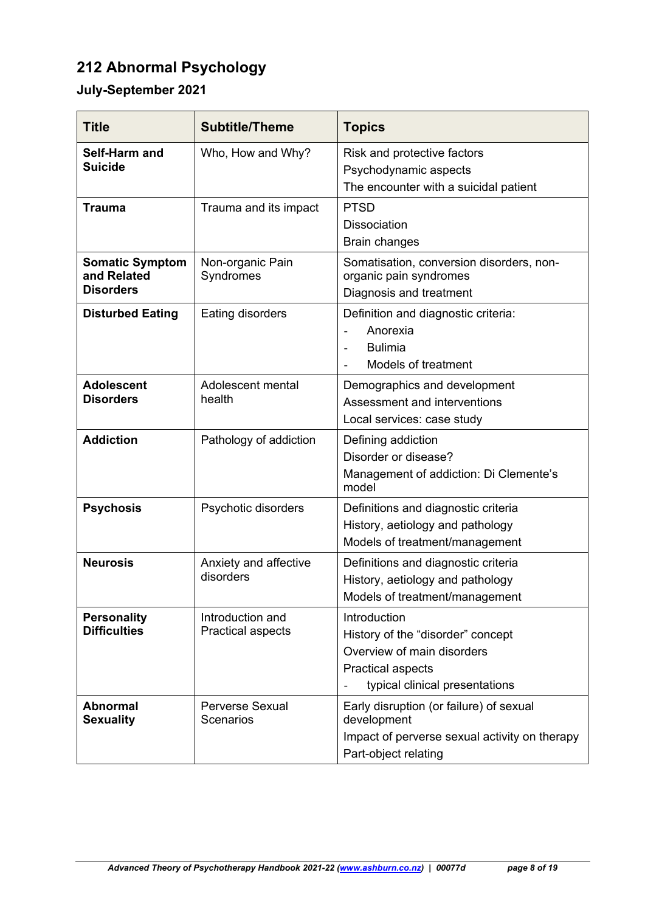## 212 Abnormal Psychology

### July-September 2021

| Title | Subtitle/Theme | Topics |
|---|---|---|
| **Self-Harm and Suicide** | Who, How and Why? | Risk and protective factors<br>Psychodynamic aspects<br>The encounter with a suicidal patient |
| **Trauma** | Trauma and its impact | PTSD<br>Dissociation<br>Brain changes |
| **Somatic Symptom and Related Disorders** | Non-organic Pain Syndromes | Somatisation, conversion disorders, non-organic pain syndromes<br>Diagnosis and treatment |
| **Disturbed Eating** | Eating disorders | Definition and diagnostic criteria:<br>- Anorexia<br>- Bulimia<br>- Models of treatment |
| **Adolescent Disorders** | Adolescent mental health | Demographics and development<br>Assessment and interventions<br>Local services: case study |
| **Addiction** | Pathology of addiction | Defining addiction<br>Disorder or disease?<br>Management of addiction: Di Clemente's model |
| **Psychosis** | Psychotic disorders | Definitions and diagnostic criteria<br>History, aetiology and pathology<br>Models of treatment/management |
| **Neurosis** | Anxiety and affective disorders | Definitions and diagnostic criteria<br>History, aetiology and pathology<br>Models of treatment/management |
| **Personality Difficulties** | Introduction and Practical aspects | Introduction<br>History of the "disorder" concept<br>Overview of main disorders<br>Practical aspects<br>- typical clinical presentations |
| **Abnormal Sexuality** | Perverse Sexual Scenarios | Early disruption (or failure) of sexual development<br>Impact of perverse sexual activity on therapy<br>Part-object relating |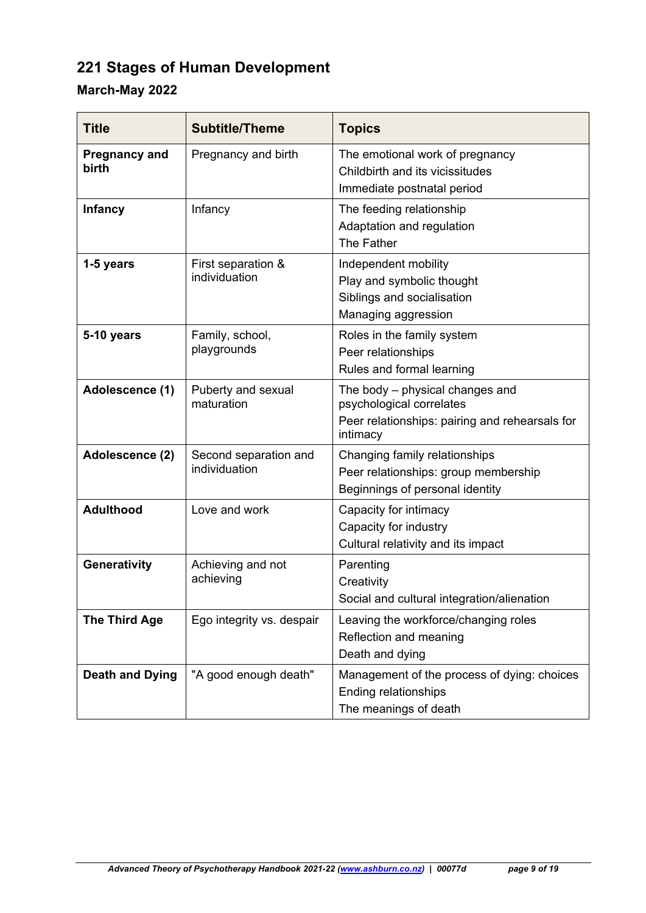## 221 Stages of Human Development

### March-May 2022

| Title | Subtitle/Theme | Topics |
|---|---|---|
| **Pregnancy and birth** | Pregnancy and birth | The emotional work of pregnancy<br>Childbirth and its vicissitudes<br>Immediate postnatal period |
| **Infancy** | Infancy | The feeding relationship<br>Adaptation and regulation<br>The Father |
| **1-5 years** | First separation & individuation | Independent mobility<br>Play and symbolic thought<br>Siblings and socialisation<br>Managing aggression |
| **5-10 years** | Family, school, playgrounds | Roles in the family system<br>Peer relationships<br>Rules and formal learning |
| **Adolescence (1)** | Puberty and sexual maturation | The body – physical changes and psychological correlates<br>Peer relationships: pairing and rehearsals for intimacy |
| **Adolescence (2)** | Second separation and individuation | Changing family relationships<br>Peer relationships: group membership<br>Beginnings of personal identity |
| **Adulthood** | Love and work | Capacity for intimacy<br>Capacity for industry<br>Cultural relativity and its impact |
| **Generativity** | Achieving and not achieving | Parenting<br>Creativity<br>Social and cultural integration/alienation |
| **The Third Age** | Ego integrity vs. despair | Leaving the workforce/changing roles<br>Reflection and meaning<br>Death and dying |
| **Death and Dying** | "A good enough death" | Management of the process of dying: choices<br>Ending relationships<br>The meanings of death |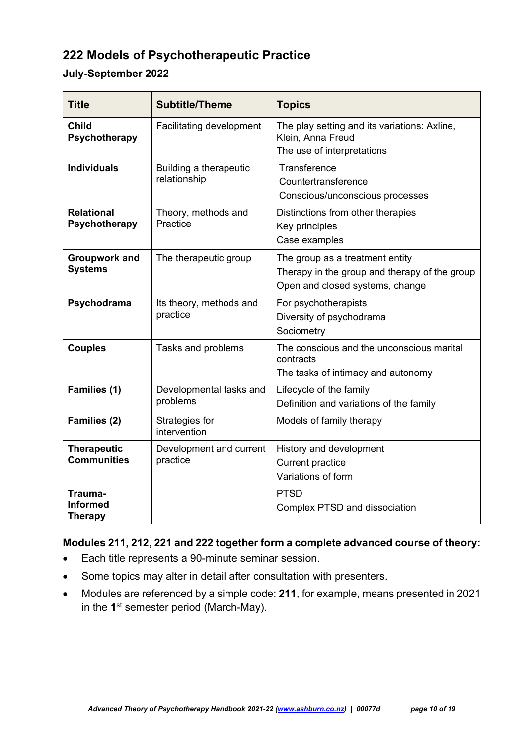## 222 Models of Psychotherapeutic Practice

### July-September 2022

| Title | Subtitle/Theme | Topics |
|---|---|---|
| **Child Psychotherapy** | Facilitating development | The play setting and its variations: Axline, Klein, Anna Freud<br>The use of interpretations |
| **Individuals** | Building a therapeutic relationship | Transference<br>Countertransference<br>Conscious/unconscious processes |
| **Relational Psychotherapy** | Theory, methods and Practice | Distinctions from other therapies<br>Key principles<br>Case examples |
| **Groupwork and Systems** | The therapeutic group | The group as a treatment entity<br>Therapy in the group and therapy of the group<br>Open and closed systems, change |
| **Psychodrama** | Its theory, methods and practice | For psychotherapists<br>Diversity of psychodrama<br>Sociometry |
| **Couples** | Tasks and problems | The conscious and the unconscious marital contracts<br>The tasks of intimacy and autonomy |
| **Families (1)** | Developmental tasks and problems | Lifecycle of the family<br>Definition and variations of the family |
| **Families (2)** | Strategies for intervention | Models of family therapy |
| **Therapeutic Communities** | Development and current practice | History and development<br>Current practice<br>Variations of form |
| **Trauma-Informed Therapy** | | PTSD<br>Complex PTSD and dissociation |

**Modules 211, 212, 221 and 222 together form a complete advanced course of theory:**

- Each title represents a 90-minute seminar session.
- Some topics may alter in detail after consultation with presenters.
- Modules are referenced by a simple code: **211**, for example, means presented in 2021 in the **1**st semester period (March-May).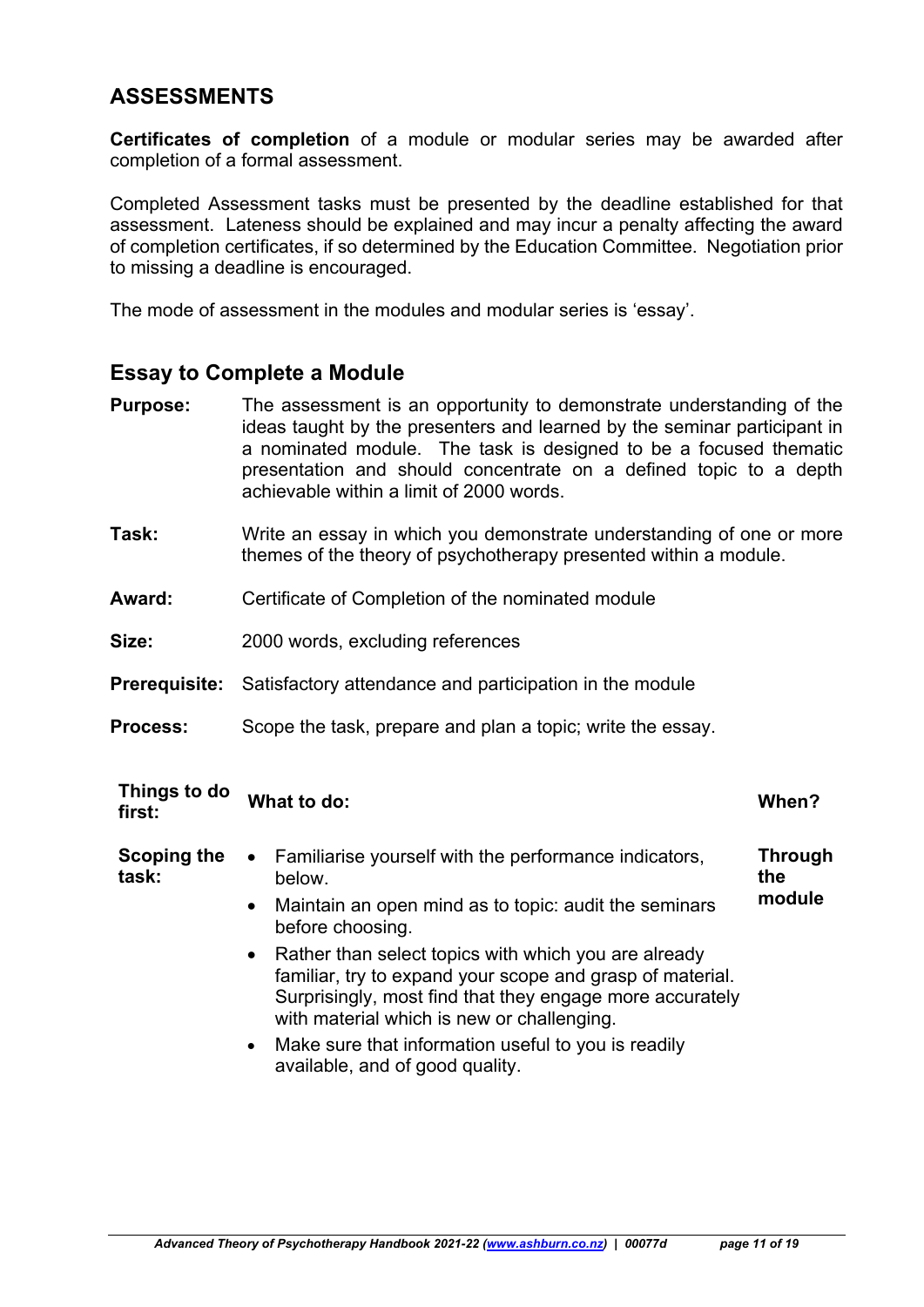## ASSESSMENTS

**Certificates of completion** of a module or modular series may be awarded after completion of a formal assessment.

Completed Assessment tasks must be presented by the deadline established for that assessment. Lateness should be explained and may incur a penalty affecting the award of completion certificates, if so determined by the Education Committee. Negotiation prior to missing a deadline is encouraged.

The mode of assessment in the modules and modular series is 'essay'.

### Essay to Complete a Module

**Purpose:** The assessment is an opportunity to demonstrate understanding of the ideas taught by the presenters and learned by the seminar participant in a nominated module. The task is designed to be a focused thematic presentation and should concentrate on a defined topic to a depth achievable within a limit of 2000 words.

**Task:** Write an essay in which you demonstrate understanding of one or more themes of the theory of psychotherapy presented within a module.

**Award:** Certificate of Completion of the nominated module

**Size:** 2000 words, excluding references

**Prerequisite:** Satisfactory attendance and participation in the module

**Process:** Scope the task, prepare and plan a topic; write the essay.

| Things to do first: | What to do: | When? |
|---|---|---|
| **Scoping the task:** | • Familiarise yourself with the performance indicators, below.<br>• Maintain an open mind as to topic: audit the seminars before choosing.<br>• Rather than select topics with which you are already familiar, try to expand your scope and grasp of material. Surprisingly, most find that they engage more accurately with material which is new or challenging.<br>• Make sure that information useful to you is readily available, and of good quality. | **Through the module** |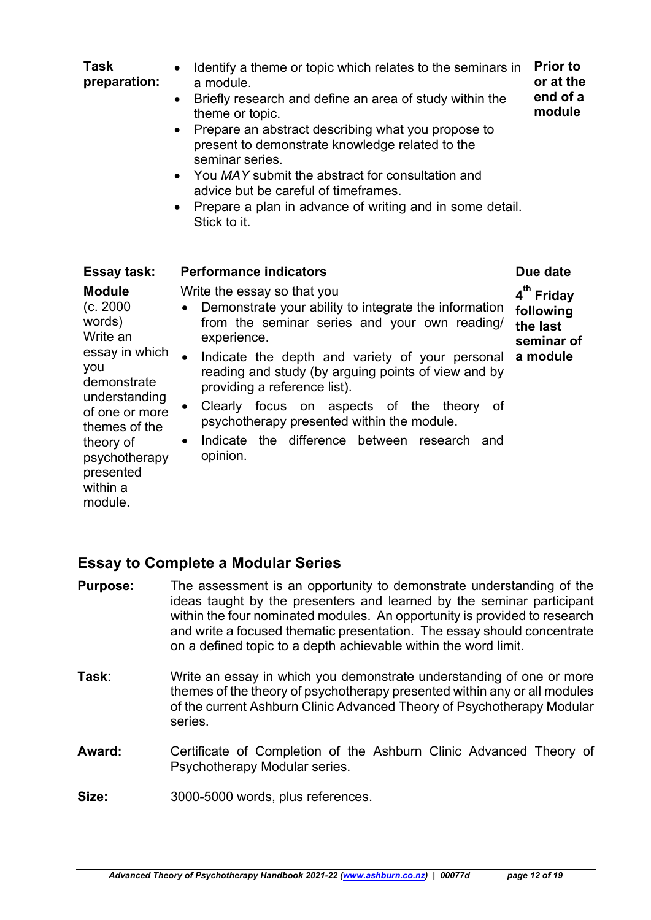| | | |
|---|---|---|
| **Task preparation:** | • Identify a theme or topic which relates to the seminars in a module.<br>• Briefly research and define an area of study within the theme or topic.<br>• Prepare an abstract describing what you propose to present to demonstrate knowledge related to the seminar series.<br>• You *MAY* submit the abstract for consultation and advice but be careful of timeframes.<br>• Prepare a plan in advance of writing and in some detail. Stick to it. | **Prior to or at the end of a module** |

| **Essay task:** | **Performance indicators** | **Due date** |
|---|---|---|
| **Module** (c. 2000 words) Write an essay in which you demonstrate understanding of one or more themes of the theory of psychotherapy presented within a module. | Write the essay so that you<br>• Demonstrate your ability to integrate the information from the seminar series and your own reading/ experience.<br>• Indicate the depth and variety of your personal reading and study (by arguing points of view and by providing a reference list).<br>• Clearly focus on aspects of the theory of psychotherapy presented within the module.<br>• Indicate the difference between research and opinion. | **4th Friday following the last seminar of a module** |

## Essay to Complete a Modular Series

**Purpose:** The assessment is an opportunity to demonstrate understanding of the ideas taught by the presenters and learned by the seminar participant within the four nominated modules. An opportunity is provided to research and write a focused thematic presentation. The essay should concentrate on a defined topic to a depth achievable within the word limit.

**Task**: Write an essay in which you demonstrate understanding of one or more themes of the theory of psychotherapy presented within any or all modules of the current Ashburn Clinic Advanced Theory of Psychotherapy Modular series.

**Award:** Certificate of Completion of the Ashburn Clinic Advanced Theory of Psychotherapy Modular series.

**Size:** 3000-5000 words, plus references.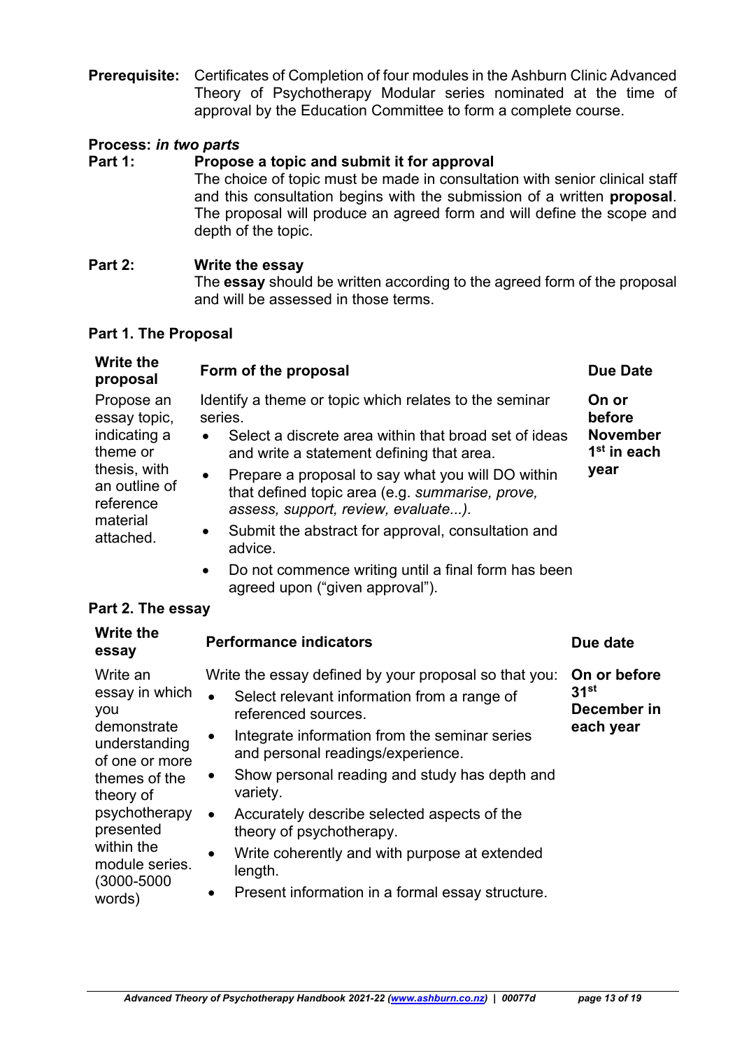**Prerequisite:** Certificates of Completion of four modules in the Ashburn Clinic Advanced Theory of Psychotherapy Modular series nominated at the time of approval by the Education Committee to form a complete course.

**Process:** ***in two parts***

**Part 1: Propose a topic and submit it for approval**

The choice of topic must be made in consultation with senior clinical staff and this consultation begins with the submission of a written **proposal**. The proposal will produce an agreed form and will define the scope and depth of the topic.

**Part 2: Write the essay**

The **essay** should be written according to the agreed form of the proposal and will be assessed in those terms.

**Part 1. The Proposal**

| **Write the proposal** | **Form of the proposal** | **Due Date** |
|---|---|---|
| Propose an essay topic, indicating a theme or thesis, with an outline of reference material attached. | Identify a theme or topic which relates to the seminar series.<br>• Select a discrete area within that broad set of ideas and write a statement defining that area.<br>• Prepare a proposal to say what you will DO within that defined topic area (e.g. *summarise, prove, assess, support, review, evaluate...).*<br>• Submit the abstract for approval, consultation and advice.<br>• Do not commence writing until a final form has been agreed upon ("given approval"). | **On or before November 1st in each year** |

**Part 2. The essay**

| **Write the essay** | **Performance indicators** | **Due date** |
|---|---|---|
| Write an essay in which you demonstrate understanding of one or more themes of the theory of psychotherapy presented within the module series. (3000-5000 words) | Write the essay defined by your proposal so that you:<br>• Select relevant information from a range of referenced sources.<br>• Integrate information from the seminar series and personal readings/experience.<br>• Show personal reading and study has depth and variety.<br>• Accurately describe selected aspects of the theory of psychotherapy.<br>• Write coherently and with purpose at extended length.<br>• Present information in a formal essay structure. | **On or before 31st December in each year** |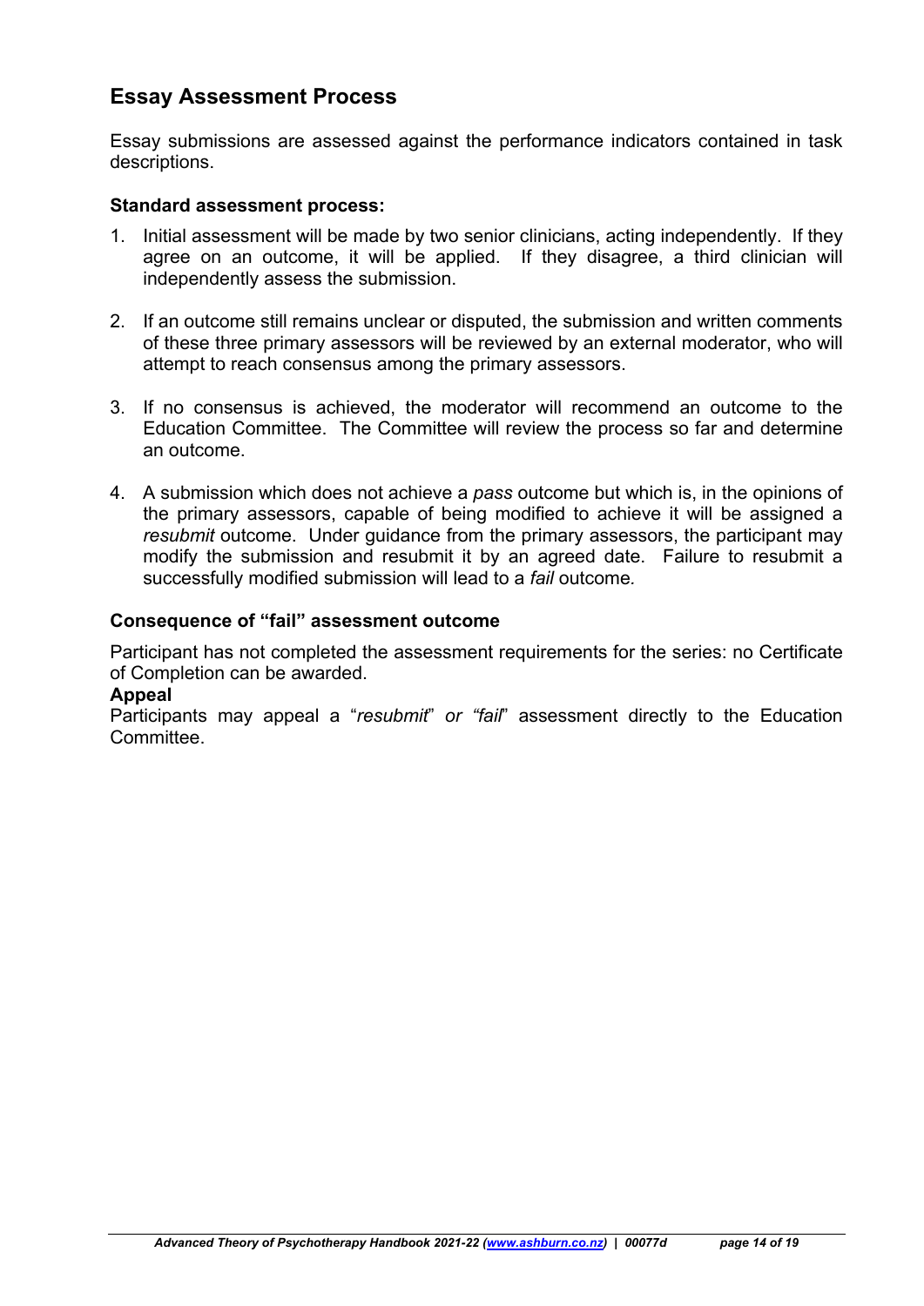## Essay Assessment Process

Essay submissions are assessed against the performance indicators contained in task descriptions.

### Standard assessment process:

1. Initial assessment will be made by two senior clinicians, acting independently. If they agree on an outcome, it will be applied. If they disagree, a third clinician will independently assess the submission.

2. If an outcome still remains unclear or disputed, the submission and written comments of these three primary assessors will be reviewed by an external moderator, who will attempt to reach consensus among the primary assessors.

3. If no consensus is achieved, the moderator will recommend an outcome to the Education Committee. The Committee will review the process so far and determine an outcome.

4. A submission which does not achieve a *pass* outcome but which is, in the opinions of the primary assessors, capable of being modified to achieve it will be assigned a *resubmit* outcome. Under guidance from the primary assessors, the participant may modify the submission and resubmit it by an agreed date. Failure to resubmit a successfully modified submission will lead to a *fail* outcome*.*

### Consequence of "fail" assessment outcome

Participant has not completed the assessment requirements for the series: no Certificate of Completion can be awarded.

**Appeal**

Participants may appeal a "*resubmit*" *or "fail*" assessment directly to the Education Committee.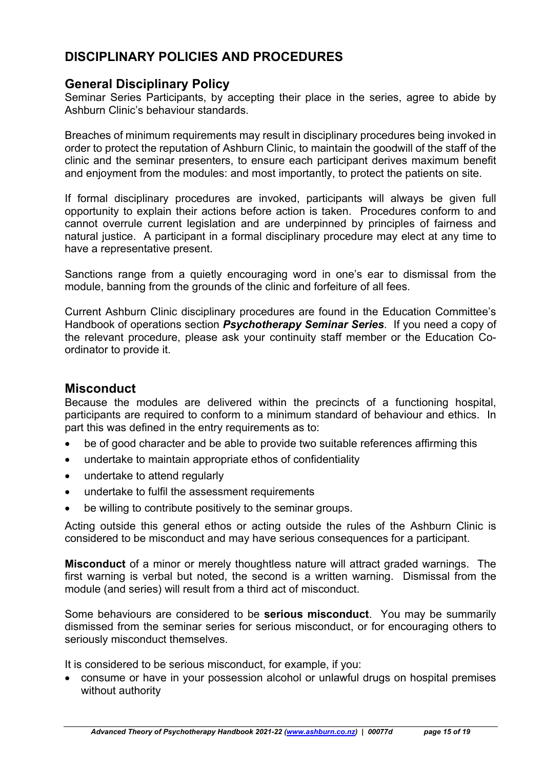## DISCIPLINARY POLICIES AND PROCEDURES

### General Disciplinary Policy

Seminar Series Participants, by accepting their place in the series, agree to abide by Ashburn Clinic's behaviour standards.

Breaches of minimum requirements may result in disciplinary procedures being invoked in order to protect the reputation of Ashburn Clinic, to maintain the goodwill of the staff of the clinic and the seminar presenters, to ensure each participant derives maximum benefit and enjoyment from the modules: and most importantly, to protect the patients on site.

If formal disciplinary procedures are invoked, participants will always be given full opportunity to explain their actions before action is taken. Procedures conform to and cannot overrule current legislation and are underpinned by principles of fairness and natural justice. A participant in a formal disciplinary procedure may elect at any time to have a representative present.

Sanctions range from a quietly encouraging word in one's ear to dismissal from the module, banning from the grounds of the clinic and forfeiture of all fees.

Current Ashburn Clinic disciplinary procedures are found in the Education Committee's Handbook of operations section ***Psychotherapy Seminar Series***. If you need a copy of the relevant procedure, please ask your continuity staff member or the Education Co-ordinator to provide it.

### Misconduct

Because the modules are delivered within the precincts of a functioning hospital, participants are required to conform to a minimum standard of behaviour and ethics. In part this was defined in the entry requirements as to:

- be of good character and be able to provide two suitable references affirming this
- undertake to maintain appropriate ethos of confidentiality
- undertake to attend regularly
- undertake to fulfil the assessment requirements
- be willing to contribute positively to the seminar groups.

Acting outside this general ethos or acting outside the rules of the Ashburn Clinic is considered to be misconduct and may have serious consequences for a participant.

**Misconduct** of a minor or merely thoughtless nature will attract graded warnings. The first warning is verbal but noted, the second is a written warning. Dismissal from the module (and series) will result from a third act of misconduct.

Some behaviours are considered to be **serious misconduct**. You may be summarily dismissed from the seminar series for serious misconduct, or for encouraging others to seriously misconduct themselves.

It is considered to be serious misconduct, for example, if you:

- consume or have in your possession alcohol or unlawful drugs on hospital premises without authority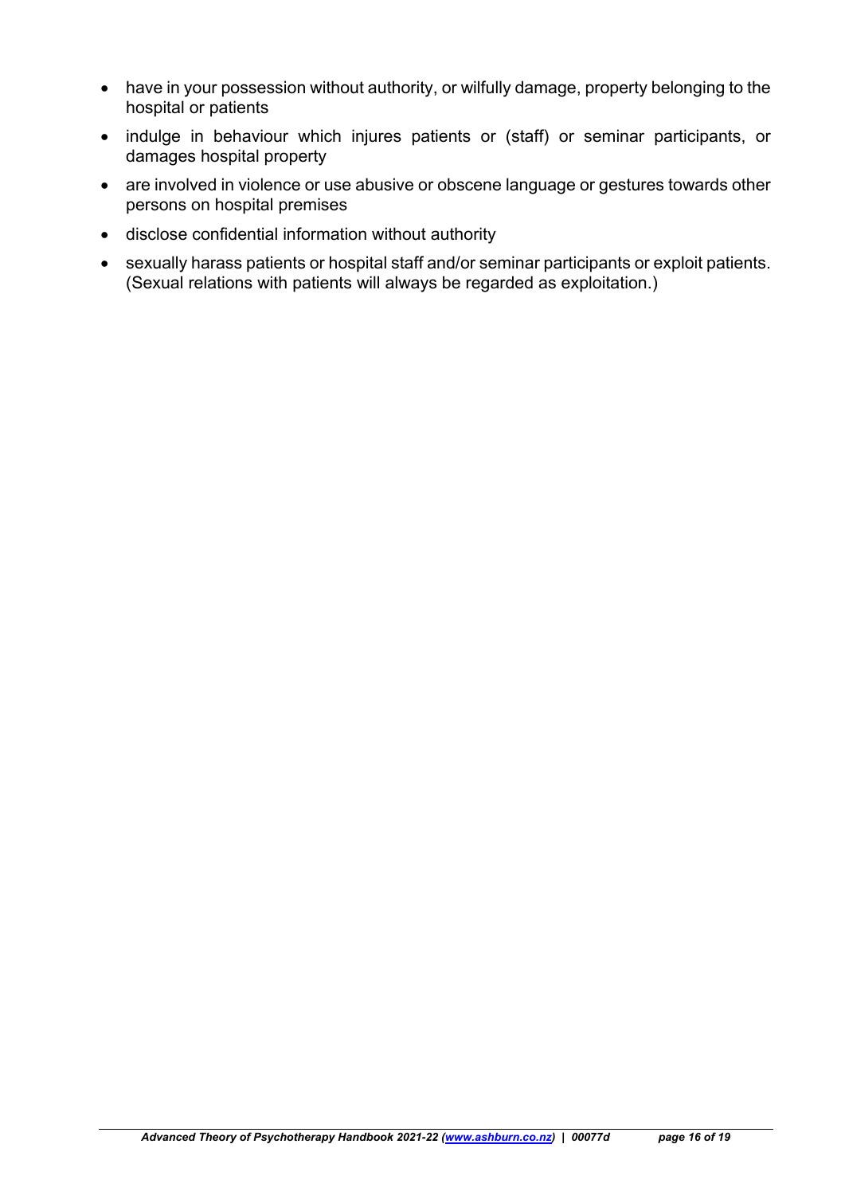- have in your possession without authority, or wilfully damage, property belonging to the hospital or patients
- indulge in behaviour which injures patients or (staff) or seminar participants, or damages hospital property
- are involved in violence or use abusive or obscene language or gestures towards other persons on hospital premises
- disclose confidential information without authority
- sexually harass patients or hospital staff and/or seminar participants or exploit patients. (Sexual relations with patients will always be regarded as exploitation.)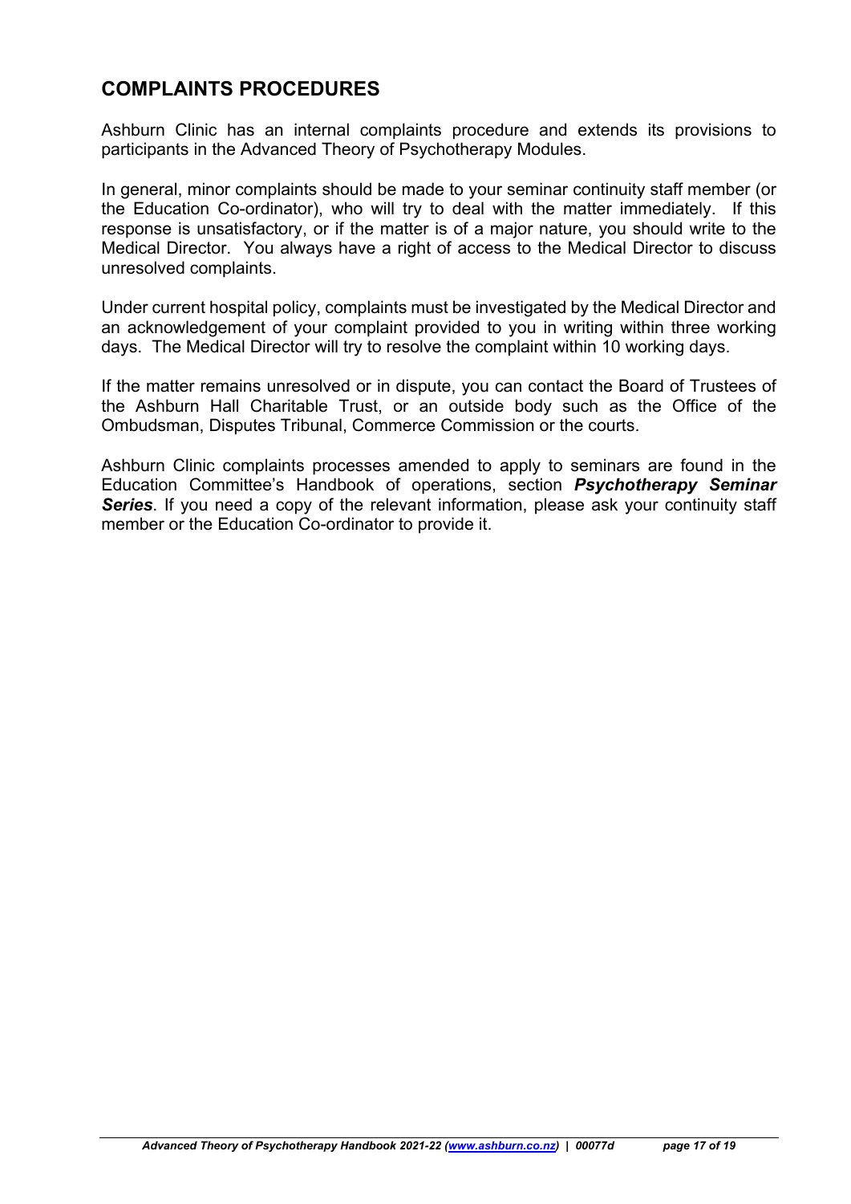## COMPLAINTS PROCEDURES

Ashburn Clinic has an internal complaints procedure and extends its provisions to participants in the Advanced Theory of Psychotherapy Modules.

In general, minor complaints should be made to your seminar continuity staff member (or the Education Co-ordinator), who will try to deal with the matter immediately. If this response is unsatisfactory, or if the matter is of a major nature, you should write to the Medical Director. You always have a right of access to the Medical Director to discuss unresolved complaints.

Under current hospital policy, complaints must be investigated by the Medical Director and an acknowledgement of your complaint provided to you in writing within three working days. The Medical Director will try to resolve the complaint within 10 working days.

If the matter remains unresolved or in dispute, you can contact the Board of Trustees of the Ashburn Hall Charitable Trust, or an outside body such as the Office of the Ombudsman, Disputes Tribunal, Commerce Commission or the courts.

Ashburn Clinic complaints processes amended to apply to seminars are found in the Education Committee's Handbook of operations, section ***Psychotherapy Seminar Series***. If you need a copy of the relevant information, please ask your continuity staff member or the Education Co-ordinator to provide it.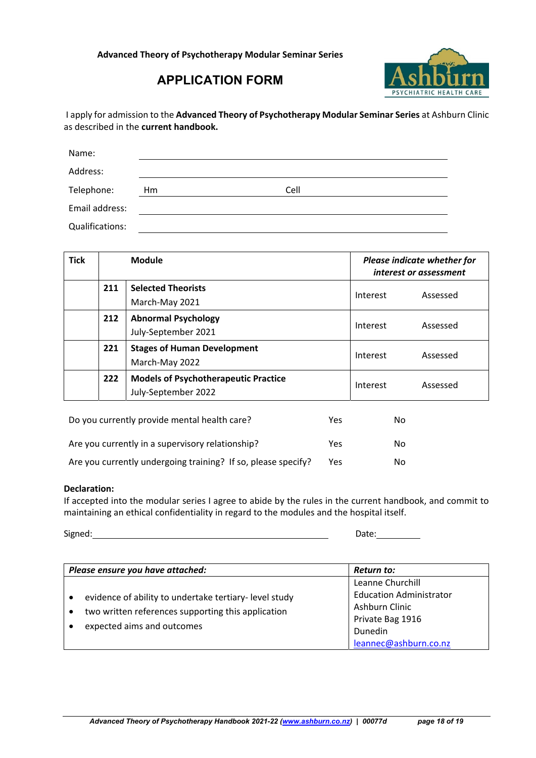**Advanced Theory of Psychotherapy Modular Seminar Series**

# APPLICATION FORM

I apply for admission to the **Advanced Theory of Psychotherapy Modular Seminar Series** at Ashburn Clinic as described in the **current handbook.**

Name: ______________________________

Address: ______________________________

Telephone: Hm ______________ Cell ______________

Email address: ______________________________

Qualifications: ______________________________

| Tick | | Module | *Please indicate whether for interest or assessment* |
|---|---|---|---|
| | 211 | **Selected Theorists**<br>March-May 2021 | Interest Assessed |
| | 212 | **Abnormal Psychology**<br>July-September 2021 | Interest Assessed |
| | 221 | **Stages of Human Development**<br>March-May 2022 | Interest Assessed |
| | 222 | **Models of Psychotherapeutic Practice**<br>July-September 2022 | Interest Assessed |

Do you currently provide mental health care? Yes No

Are you currently in a supervisory relationship? Yes No

Are you currently undergoing training? If so, please specify? Yes No

**Declaration:**
If accepted into the modular series I agree to abide by the rules in the current handbook, and commit to maintaining an ethical confidentiality in regard to the modules and the hospital itself.

Signed: ______________________________ Date: __________

| *Please ensure you have attached:* | *Return to:* |
|---|---|
| • evidence of ability to undertake tertiary- level study<br>• two written references supporting this application<br>• expected aims and outcomes | Leanne Churchill<br>Education Administrator<br>Ashburn Clinic<br>Private Bag 1916<br>Dunedin<br>leannec@ashburn.co.nz |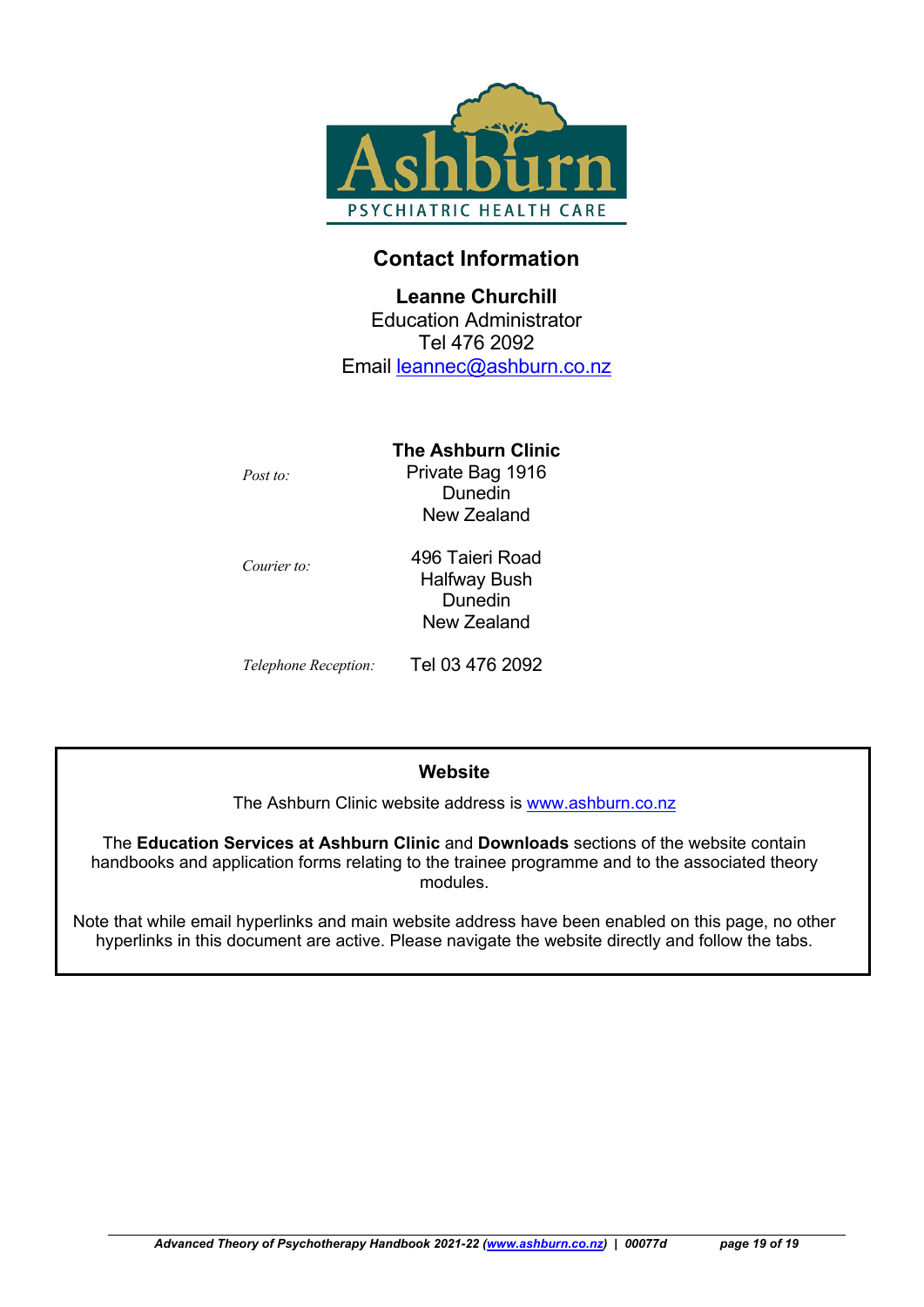Ashburn
PSYCHIATRIC HEALTH CARE

## Contact Information

**Leanne Churchill**
Education Administrator
Tel 476 2092
Email leannec@ashburn.co.nz

**The Ashburn Clinic**

*Post to:*
Private Bag 1916
Dunedin
New Zealand

*Courier to:*
496 Taieri Road
Halfway Bush
Dunedin
New Zealand

*Telephone Reception:*
Tel 03 476 2092

### Website

The Ashburn Clinic website address is www.ashburn.co.nz

The **Education Services at Ashburn Clinic** and **Downloads** sections of the website contain handbooks and application forms relating to the trainee programme and to the associated theory modules.

Note that while email hyperlinks and main website address have been enabled on this page, no other hyperlinks in this document are active. Please navigate the website directly and follow the tabs.